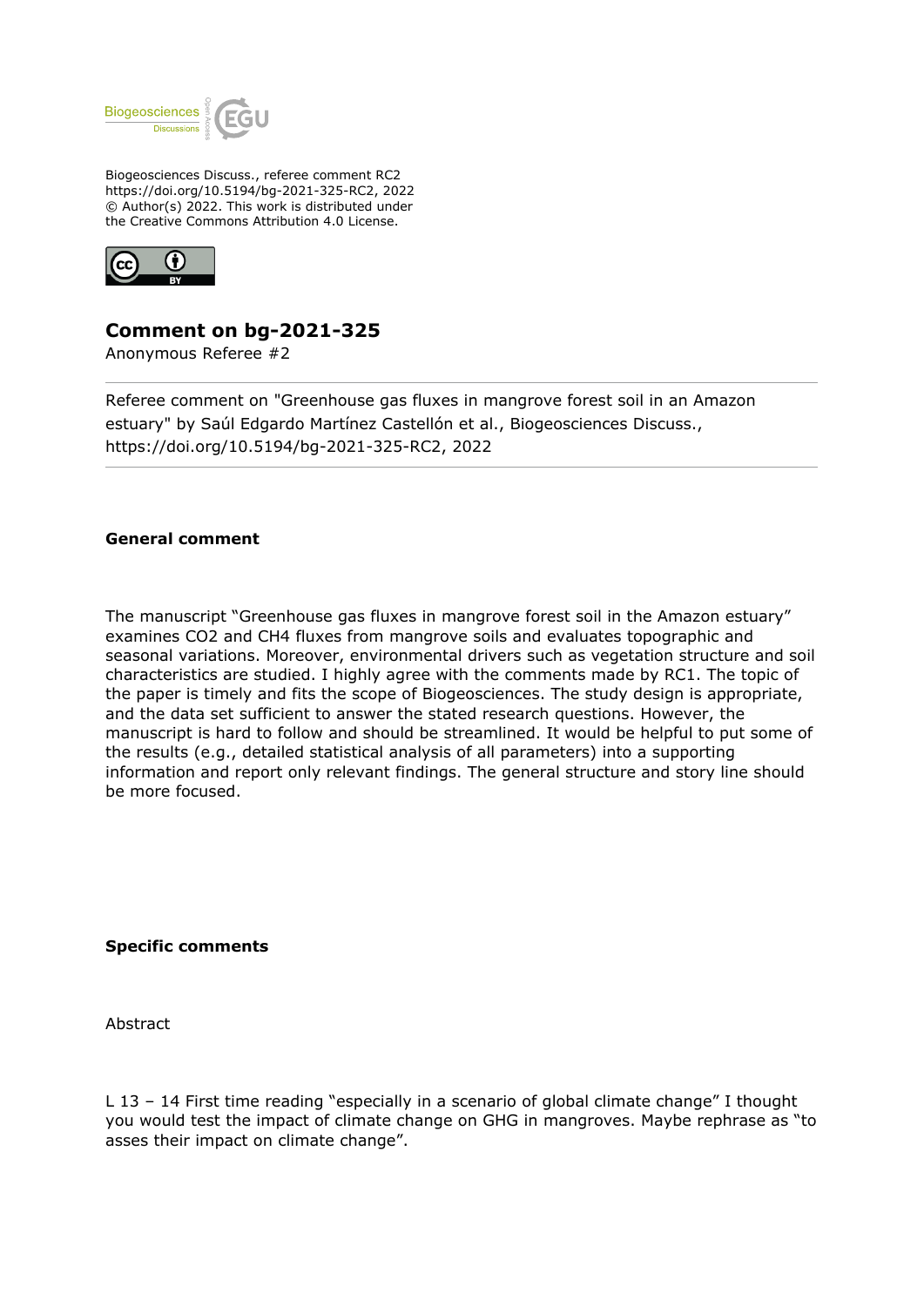Biogeosciences Discuss., referee comment RC2
https://doi.org/10.5194/bg-2021-325-RC2, 2022
© Author(s) 2022. This work is distributed under
the Creative Commons Attribution 4.0 License.

# Comment on bg-2021-325

Anonymous Referee #2

Referee comment on "Greenhouse gas fluxes in mangrove forest soil in an Amazon estuary" by Saúl Edgardo Martínez Castellón et al., Biogeosciences Discuss., https://doi.org/10.5194/bg-2021-325-RC2, 2022

**General comment**

The manuscript "Greenhouse gas fluxes in mangrove forest soil in the Amazon estuary" examines $CO_2$ and $CH_4$ fluxes from mangrove soils and evaluates topographic and seasonal variations. Moreover, environmental drivers such as vegetation structure and soil characteristics are studied. I highly agree with the comments made by RC1. The topic of the paper is timely and fits the scope of Biogeosciences. The study design is appropriate, and the data set sufficient to answer the stated research questions. However, the manuscript is hard to follow and should be streamlined. It would be helpful to put some of the results (e.g., detailed statistical analysis of all parameters) into a supporting information and report only relevant findings. The general structure and story line should be more focused.

**Specific comments**

Abstract

L 13 – 14 First time reading "especially in a scenario of global climate change" I thought you would test the impact of climate change on GHG in mangroves. Maybe rephrase as "to asses their impact on climate change".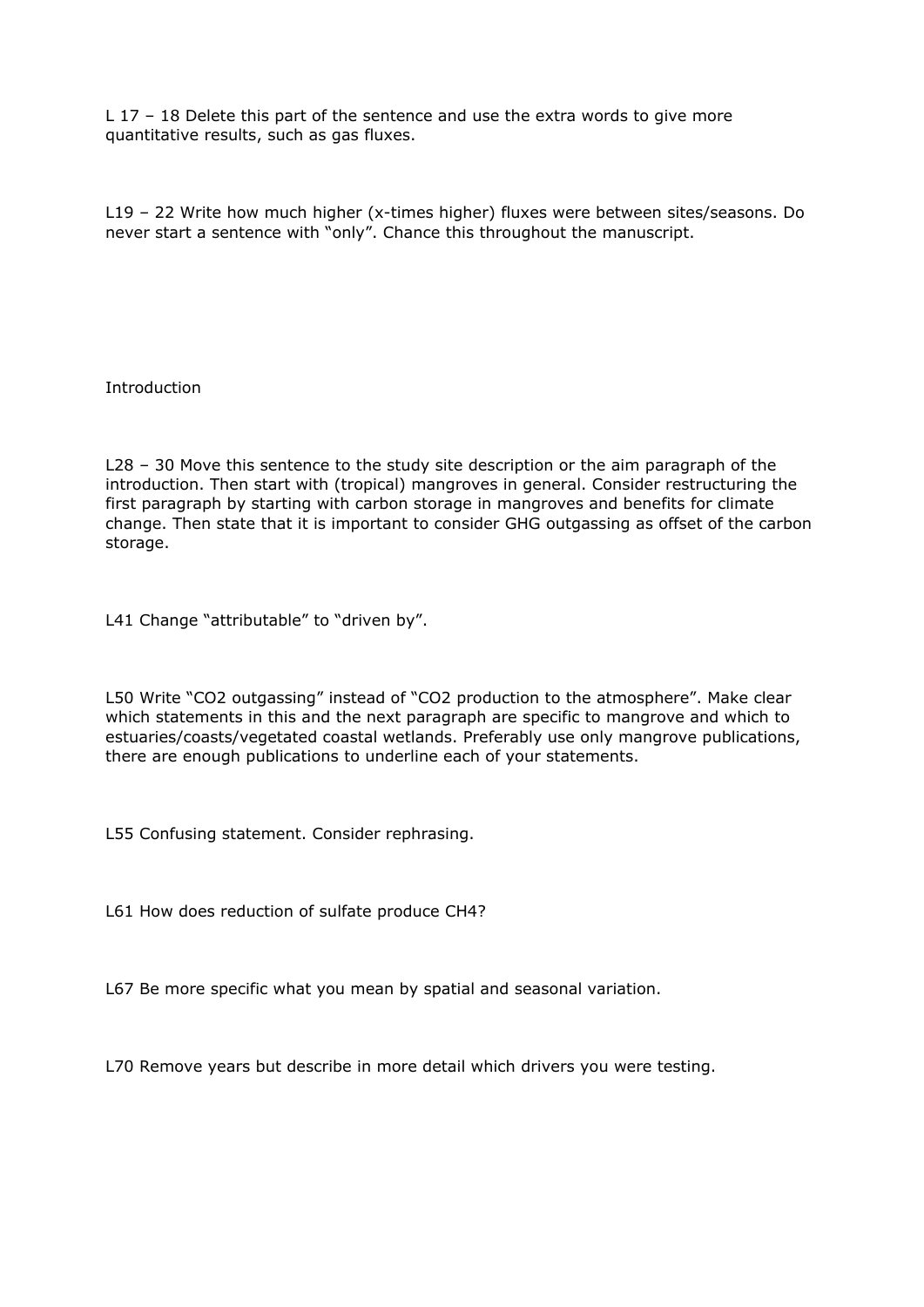L 17 – 18 Delete this part of the sentence and use the extra words to give more quantitative results, such as gas fluxes.

L19 – 22 Write how much higher (x-times higher) fluxes were between sites/seasons. Do never start a sentence with "only". Chance this throughout the manuscript.

Introduction

L28 – 30 Move this sentence to the study site description or the aim paragraph of the introduction. Then start with (tropical) mangroves in general. Consider restructuring the first paragraph by starting with carbon storage in mangroves and benefits for climate change. Then state that it is important to consider GHG outgassing as offset of the carbon storage.

L41 Change "attributable" to "driven by".

L50 Write "CO2 outgassing" instead of "CO2 production to the atmosphere". Make clear which statements in this and the next paragraph are specific to mangrove and which to estuaries/coasts/vegetated coastal wetlands. Preferably use only mangrove publications, there are enough publications to underline each of your statements.

L55 Confusing statement. Consider rephrasing.

L61 How does reduction of sulfate produce CH4?

L67 Be more specific what you mean by spatial and seasonal variation.

L70 Remove years but describe in more detail which drivers you were testing.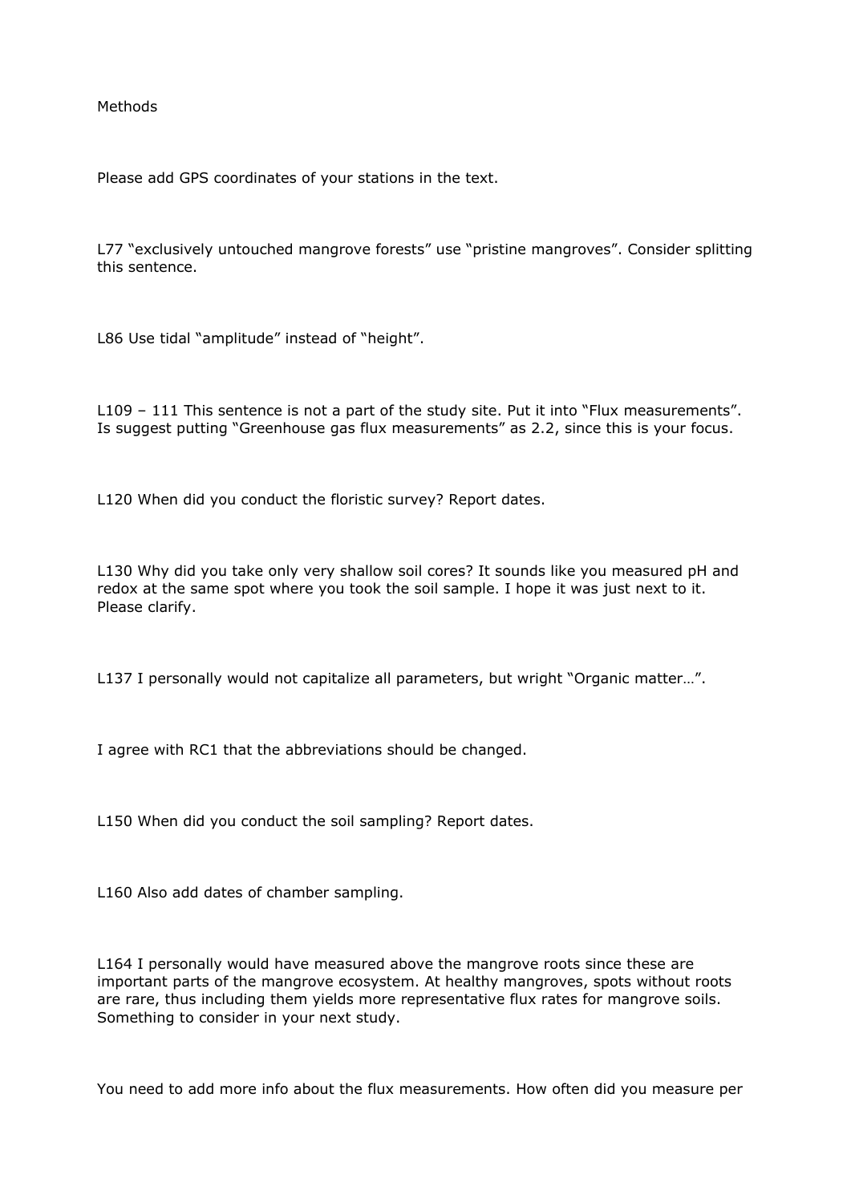Methods

Please add GPS coordinates of your stations in the text.

L77 “exclusively untouched mangrove forests” use “pristine mangroves”. Consider splitting this sentence.

L86 Use tidal “amplitude” instead of “height”.

L109 – 111 This sentence is not a part of the study site. Put it into “Flux measurements”. Is suggest putting “Greenhouse gas flux measurements” as 2.2, since this is your focus.

L120 When did you conduct the floristic survey? Report dates.

L130 Why did you take only very shallow soil cores? It sounds like you measured pH and redox at the same spot where you took the soil sample. I hope it was just next to it. Please clarify.

L137 I personally would not capitalize all parameters, but wright “Organic matter…”.

I agree with RC1 that the abbreviations should be changed.

L150 When did you conduct the soil sampling? Report dates.

L160 Also add dates of chamber sampling.

L164 I personally would have measured above the mangrove roots since these are important parts of the mangrove ecosystem. At healthy mangroves, spots without roots are rare, thus including them yields more representative flux rates for mangrove soils. Something to consider in your next study.

You need to add more info about the flux measurements. How often did you measure per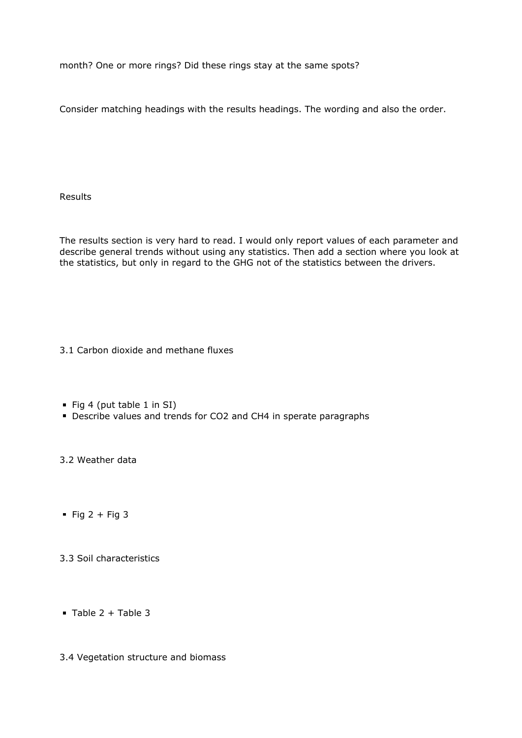month? One or more rings? Did these rings stay at the same spots?

Consider matching headings with the results headings. The wording and also the order.

Results

The results section is very hard to read. I would only report values of each parameter and describe general trends without using any statistics. Then add a section where you look at the statistics, but only in regard to the GHG not of the statistics between the drivers.

3.1 Carbon dioxide and methane fluxes

- Fig 4 (put table 1 in SI)
- Describe values and trends for CO2 and CH4 in sperate paragraphs

3.2 Weather data

- Fig 2 + Fig 3

3.3 Soil characteristics

- Table 2 + Table 3

3.4 Vegetation structure and biomass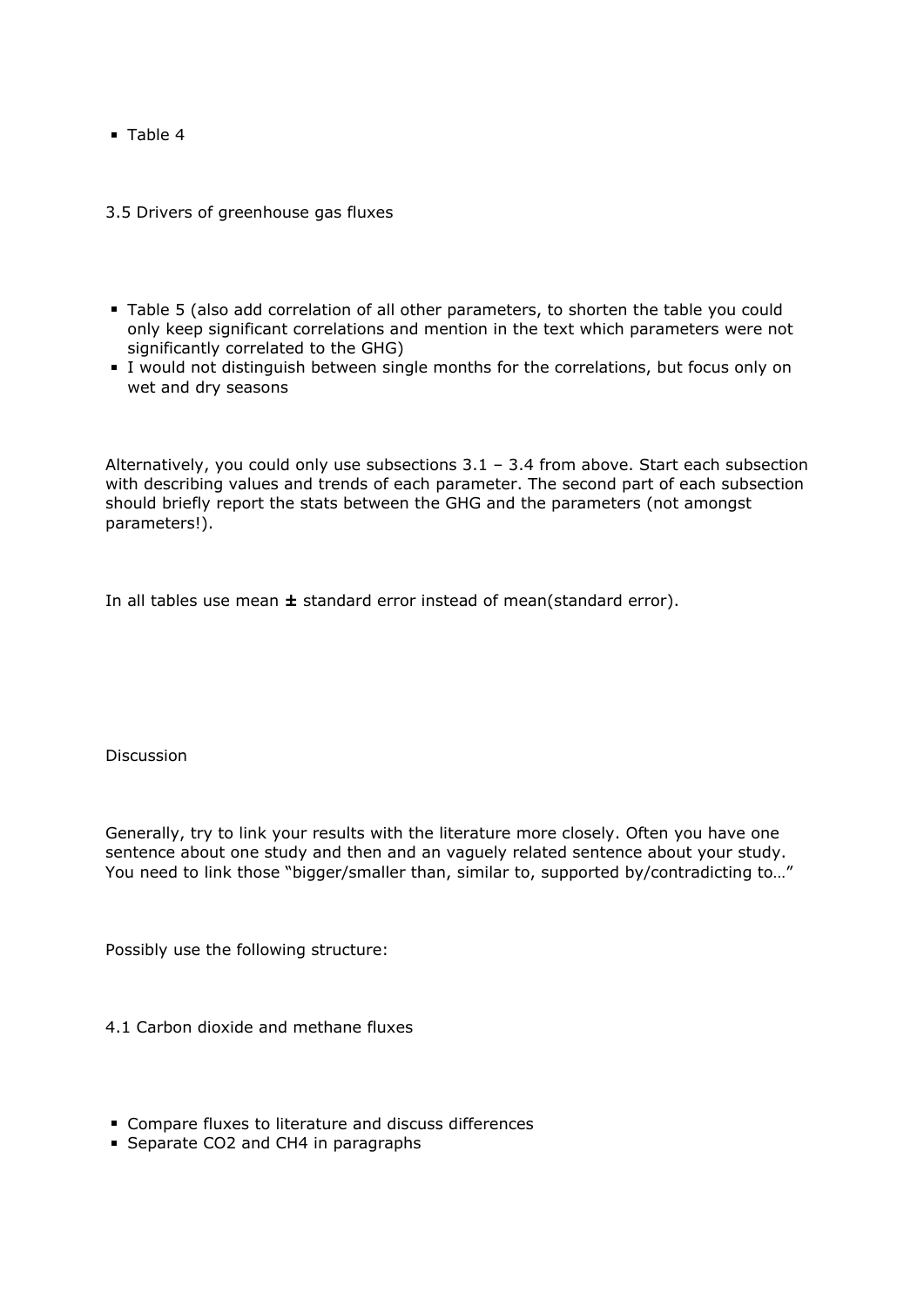- Table 4

3.5 Drivers of greenhouse gas fluxes

- Table 5 (also add correlation of all other parameters, to shorten the table you could only keep significant correlations and mention in the text which parameters were not significantly correlated to the GHG)
- I would not distinguish between single months for the correlations, but focus only on wet and dry seasons

Alternatively, you could only use subsections 3.1 – 3.4 from above. Start each subsection with describing values and trends of each parameter. The second part of each subsection should briefly report the stats between the GHG and the parameters (not amongst parameters!).

In all tables use mean **±** standard error instead of mean(standard error).

Discussion

Generally, try to link your results with the literature more closely. Often you have one sentence about one study and then and an vaguely related sentence about your study. You need to link those "bigger/smaller than, similar to, supported by/contradicting to…"

Possibly use the following structure:

4.1 Carbon dioxide and methane fluxes

- Compare fluxes to literature and discuss differences
- Separate $CO_2$ and $CH_4$ in paragraphs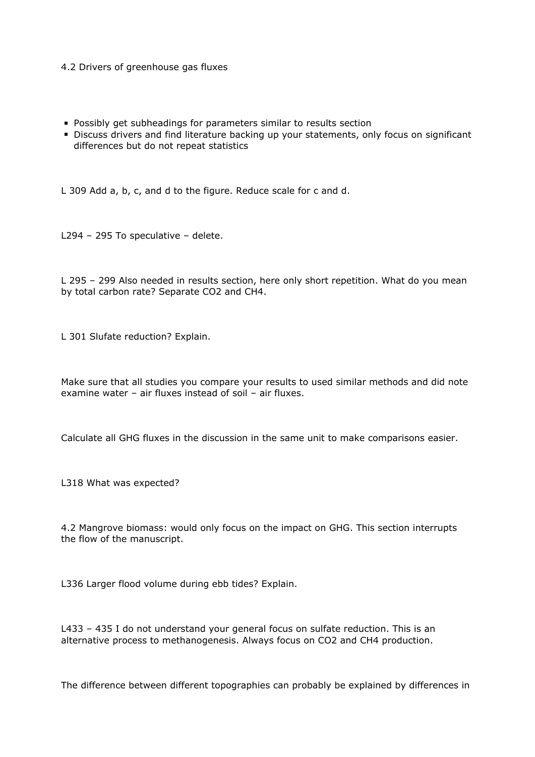4.2 Drivers of greenhouse gas fluxes

- Possibly get subheadings for parameters similar to results section
- Discuss drivers and find literature backing up your statements, only focus on significant differences but do not repeat statistics

L 309 Add a, b, c, and d to the figure. Reduce scale for c and d.

L294 – 295 To speculative – delete.

L 295 – 299 Also needed in results section, here only short repetition. What do you mean by total carbon rate? Separate $CO_2$ and $CH_4$.

L 301 Slufate reduction? Explain.

Make sure that all studies you compare your results to used similar methods and did note examine water – air fluxes instead of soil – air fluxes.

Calculate all GHG fluxes in the discussion in the same unit to make comparisons easier.

L318 What was expected?

4.2 Mangrove biomass: would only focus on the impact on GHG. This section interrupts the flow of the manuscript.

L336 Larger flood volume during ebb tides? Explain.

L433 – 435 I do not understand your general focus on sulfate reduction. This is an alternative process to methanogenesis. Always focus on $CO_2$ and $CH_4$ production.

The difference between different topographies can probably be explained by differences in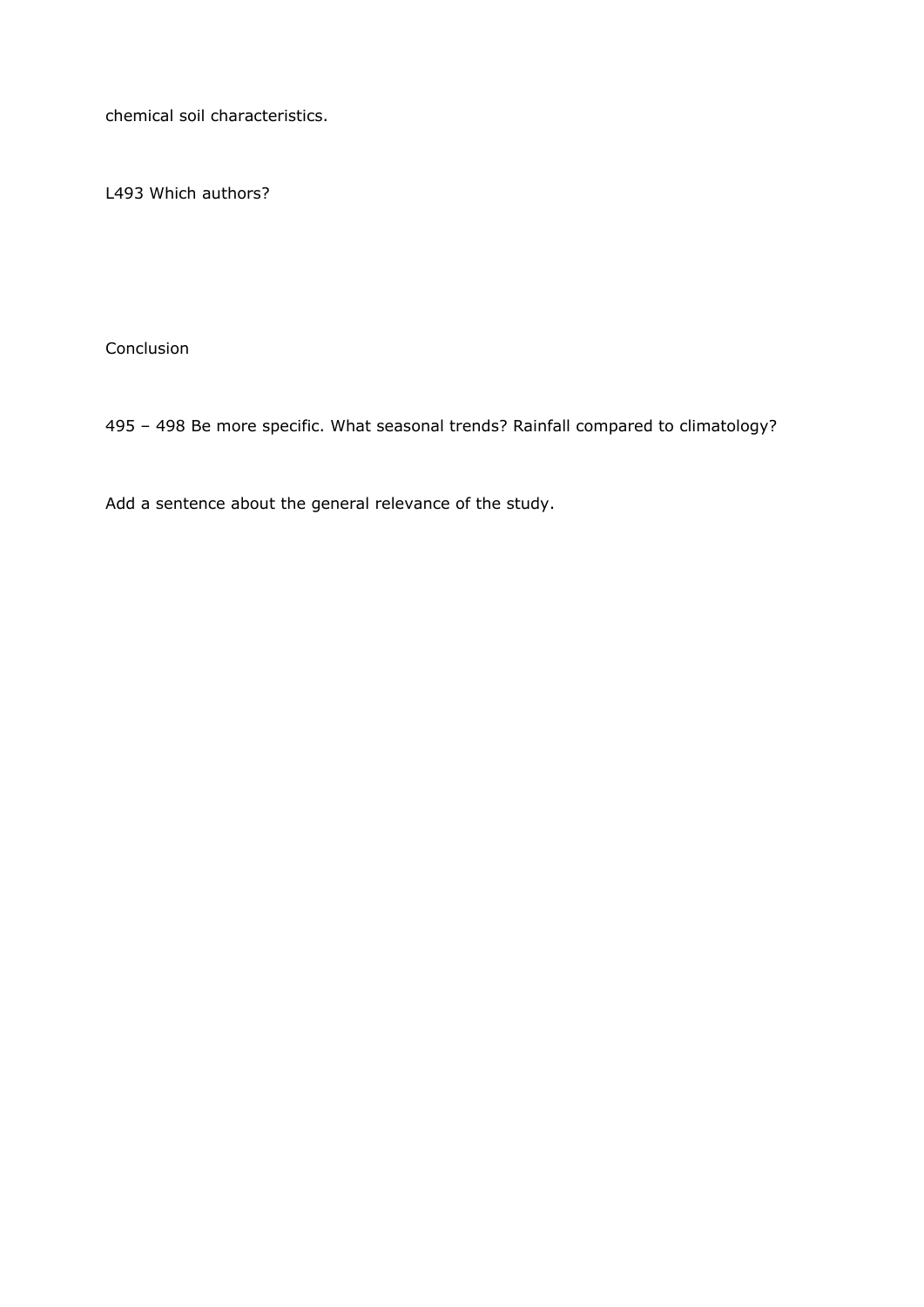chemical soil characteristics.

L493 Which authors?

Conclusion

495 – 498 Be more specific. What seasonal trends? Rainfall compared to climatology?

Add a sentence about the general relevance of the study.